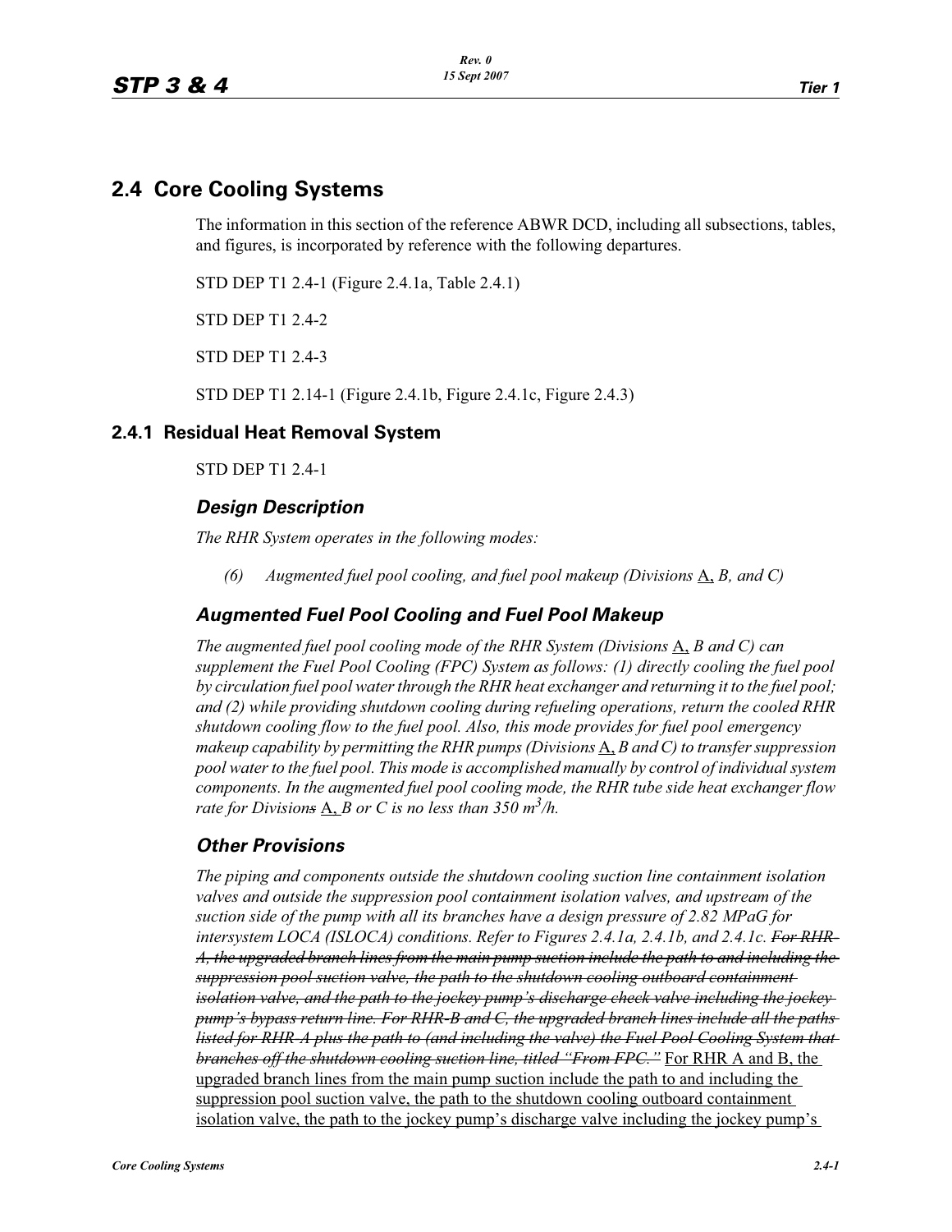## 2.4 Core Cooling Systems

The information in this section of the reference ABWR DCD, including all subsections, tables, and figures, is incorporated by reference with the following departures.

STD DEP T1 2.4-1 (Figure 2.4.1a, Table 2.4.1)

STD DEP T1 2.4-2

STD DEP T1 2.4-3

STD DEP T1 2.14-1 (Figure 2.4.1b, Figure 2.4.1c, Figure 2.4.3)

### 2.4.1 Residual Heat Removal System

STD DEP T1 2.4-1

#### *Design Description*

*The RHR System operates in the following modes:*

*(6) Augmented fuel pool cooling, and fuel pool makeup (Divisions* A, *B, and C)*

#### *Augmented Fuel Pool Cooling and Fuel Pool Makeup*

*The augmented fuel pool cooling mode of the RHR System (Divisions* A, *B and C) can supplement the Fuel Pool Cooling (FPC) System as follows: (1) directly cooling the fuel pool by circulation fuel pool water through the RHR heat exchanger and returning it to the fuel pool; and (2) while providing shutdown cooling during refueling operations, return the cooled RHR shutdown cooling flow to the fuel pool. Also, this mode provides for fuel pool emergency makeup capability by permitting the RHR pumps (Divisions* A, *B and C) to transfer suppression pool water to the fuel pool. This mode is accomplished manually by control of individual system components. In the augmented fuel pool cooling mode, the RHR tube side heat exchanger flow rate for Divisions ~~s~~* A, *B or C is no less than 350 $m^3$/h.*

#### *Other Provisions*

*The piping and components outside the shutdown cooling suction line containment isolation valves and outside the suppression pool containment isolation valves, and upstream of the suction side of the pump with all its branches have a design pressure of 2.82 MPaG for intersystem LOCA (ISLOCA) conditions. Refer to Figures 2.4.1a, 2.4.1b, and 2.4.1c.* ~~*For RHR-A, the upgraded branch lines from the main pump suction include the path to and including the suppression pool suction valve, the path to the shutdown cooling outboard containment isolation valve, and the path to the jockey pump's discharge check valve including the jockey pump's bypass return line. For RHR-B and C, the upgraded branch lines include all the paths listed for RHR-A plus the path to (and including the valve) the Fuel Pool Cooling System that branches off the shutdown cooling suction line, titled "From FPC."*~~ For RHR A and B, the upgraded branch lines from the main pump suction include the path to and including the suppression pool suction valve, the path to the shutdown cooling outboard containment isolation valve, the path to the jockey pump's discharge valve including the jockey pump's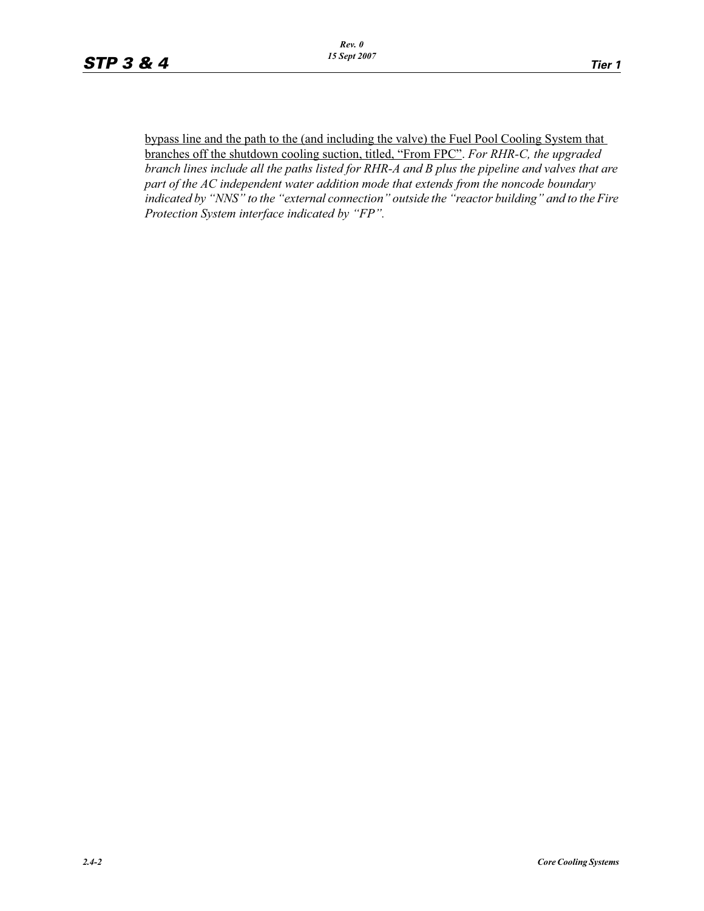<u>bypass line and the path to the (and including the valve) the Fuel Pool Cooling System that branches off the shutdown cooling suction, titled, "From FPC"</u>. *For RHR-C, the upgraded branch lines include all the paths listed for RHR-A and B plus the pipeline and valves that are part of the AC independent water addition mode that extends from the noncode boundary indicated by "NNS" to the "external connection" outside the "reactor building" and to the Fire Protection System interface indicated by "FP".*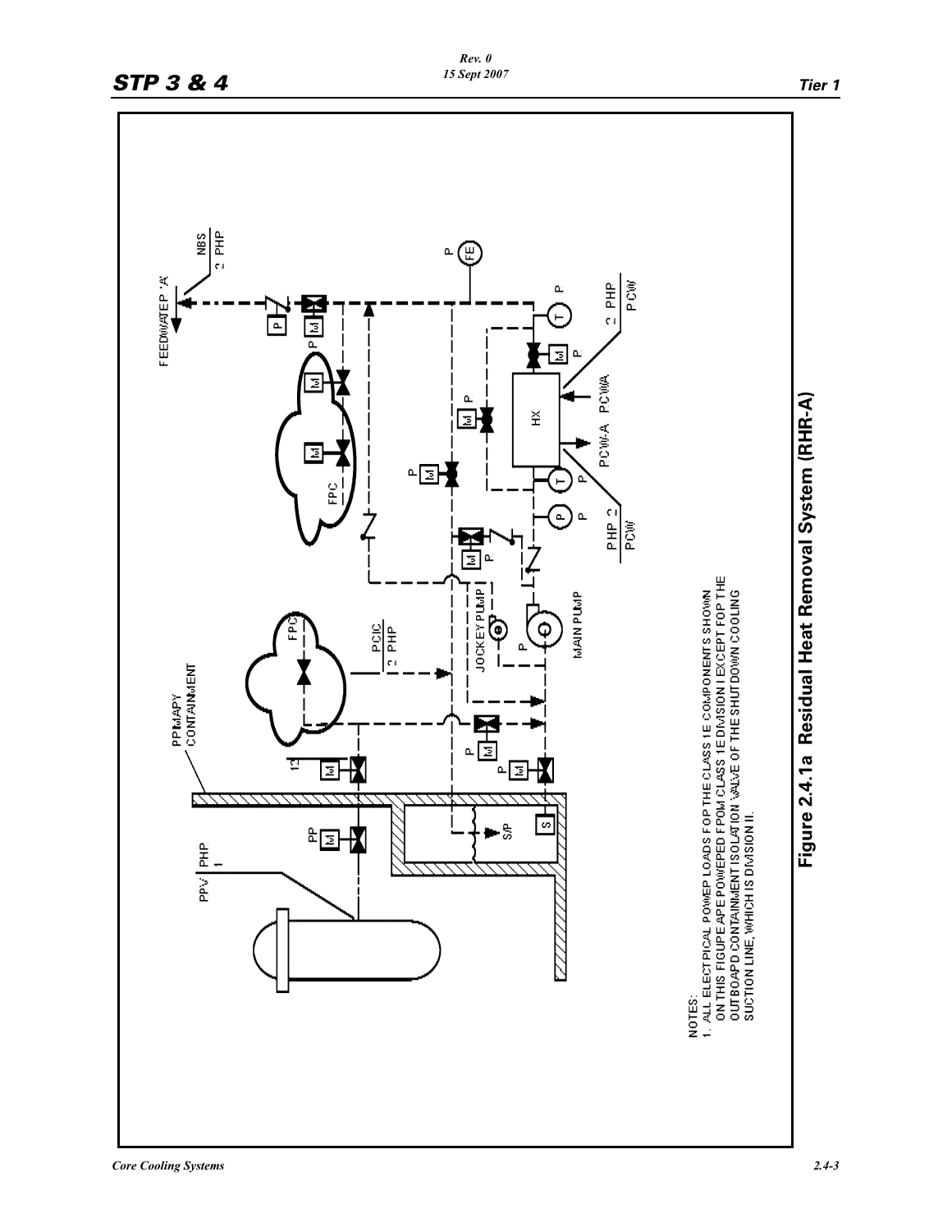NOTES:
1. ALL ELECTRICAL POWER LOADS FOR THE CLASS 1E COMPONENTS SHOWN ON THIS FIGURE ARE POWERED FROM CLASS 1E DIVISION I EXCEPT FOR THE OUTBOARD CONTAINMENT ISOLATION VALVE OF THE SHUTDOWN COOLING SUCTION LINE, WHICH IS DIVISION II.

**Figure 2.4.1a Residual Heat Removal System (RHR-A)**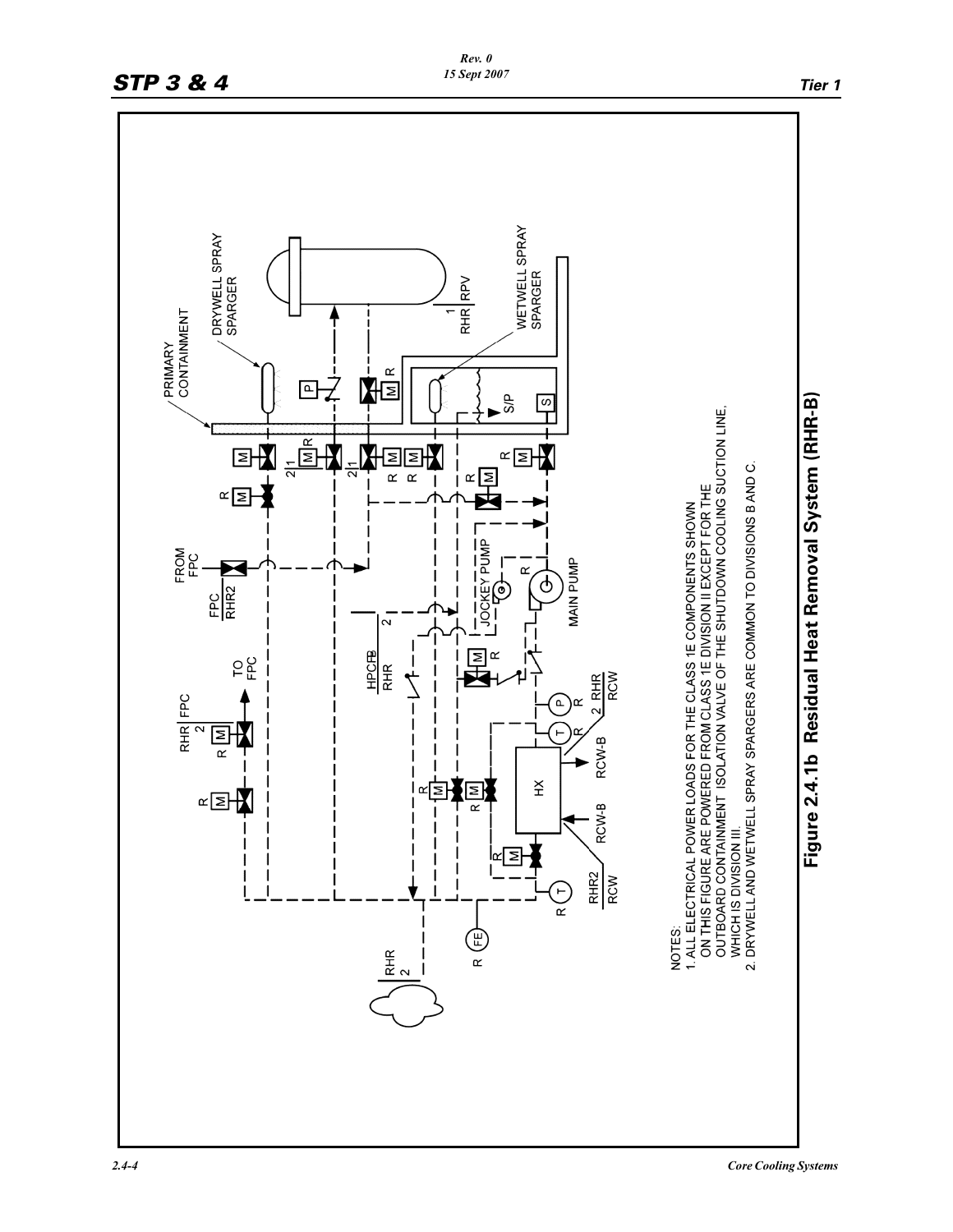NOTES:

1. ALL ELECTRICAL POWER LOADS FOR THE CLASS 1E COMPONENTS SHOWN ON THIS FIGURE ARE POWERED FROM CLASS 1E DIVISION II EXCEPT FOR THE OUTBOARD CONTAINMENT ISOLATION VALVE OF THE SHUTDOWN COOLING SUCTION LINE, WHICH IS DIVISION III.
2. DRYWELL AND WETWELL SPRAY SPARGERS ARE COMMON TO DIVISIONS B AND C.

**Figure 2.4.1b Residual Heat Removal System (RHR-B)**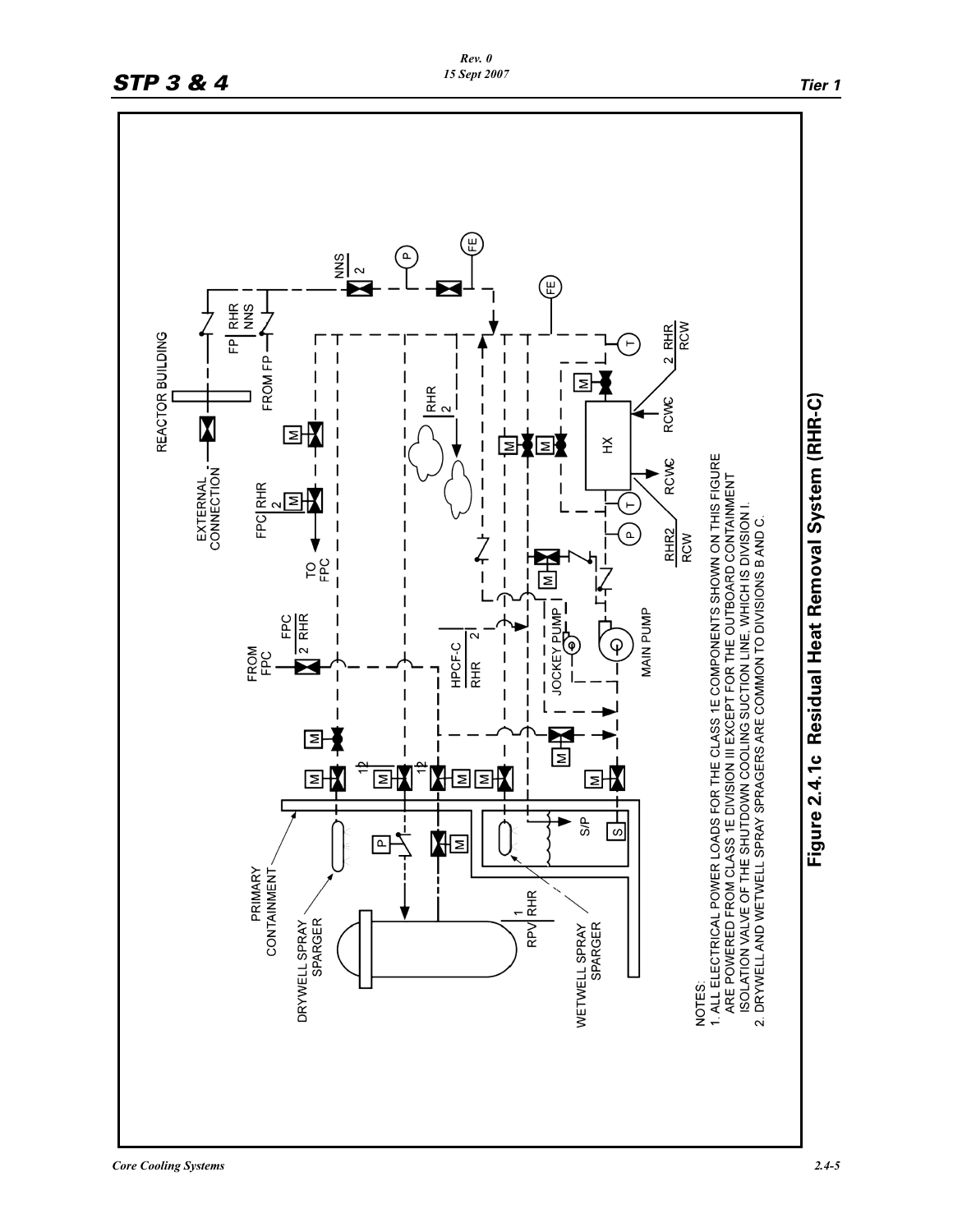NOTES:

1. ALL ELECTRICAL POWER LOADS FOR THE CLASS 1E COMPONENTS SHOWN ON THIS FIGURE ARE POWERED FROM CLASS 1E DIVISION III EXCEPT FOR THE OUTBOARD CONTAINMENT ISOLATION VALVE OF THE SHUTDOWN COOLING SUCTION LINE, WHICH IS DIVISION I.
2. DRYWELL AND WETWELL SPRAY SPRAGERS ARE COMMON TO DIVISIONS B AND C.

**Figure 2.4.1c Residual Heat Removal System (RHR-C)**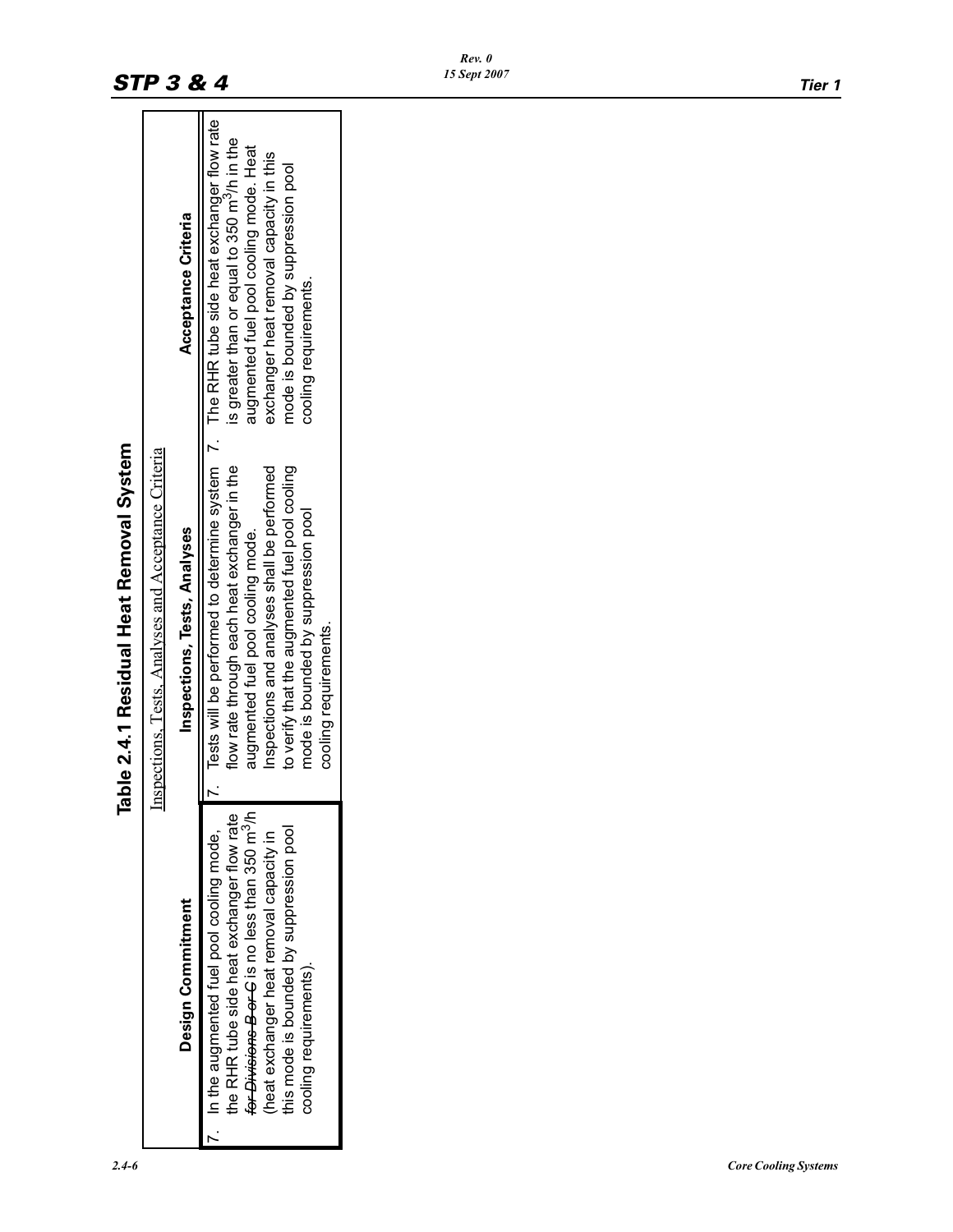## Table 2.4.1 Residual Heat Removal System

Inspections, Tests, Analyses and Acceptance Criteria

| Design Commitment | Inspections, Tests, Analyses | Acceptance Criteria |
|---|---|---|
| 7. In the augmented fuel pool cooling mode, the RHR tube side heat exchanger flow rate ~~for Divisions B or C~~ is no less than 350 $m^3/h$ (heat exchanger heat removal capacity in this mode is bounded by suppression pool cooling requirements). | 7. Tests will be performed to determine system flow rate through each heat exchanger in the augmented fuel pool cooling mode. Inspections and analyses shall be performed to verify that the augmented fuel pool cooling mode is bounded by suppression pool cooling requirements. | 7. The RHR tube side heat exchanger flow rate is greater than or equal to 350 $m^3/h$ in the augmented fuel pool cooling mode. Heat exchanger heat removal capacity in this mode is bounded by suppression pool cooling requirements. |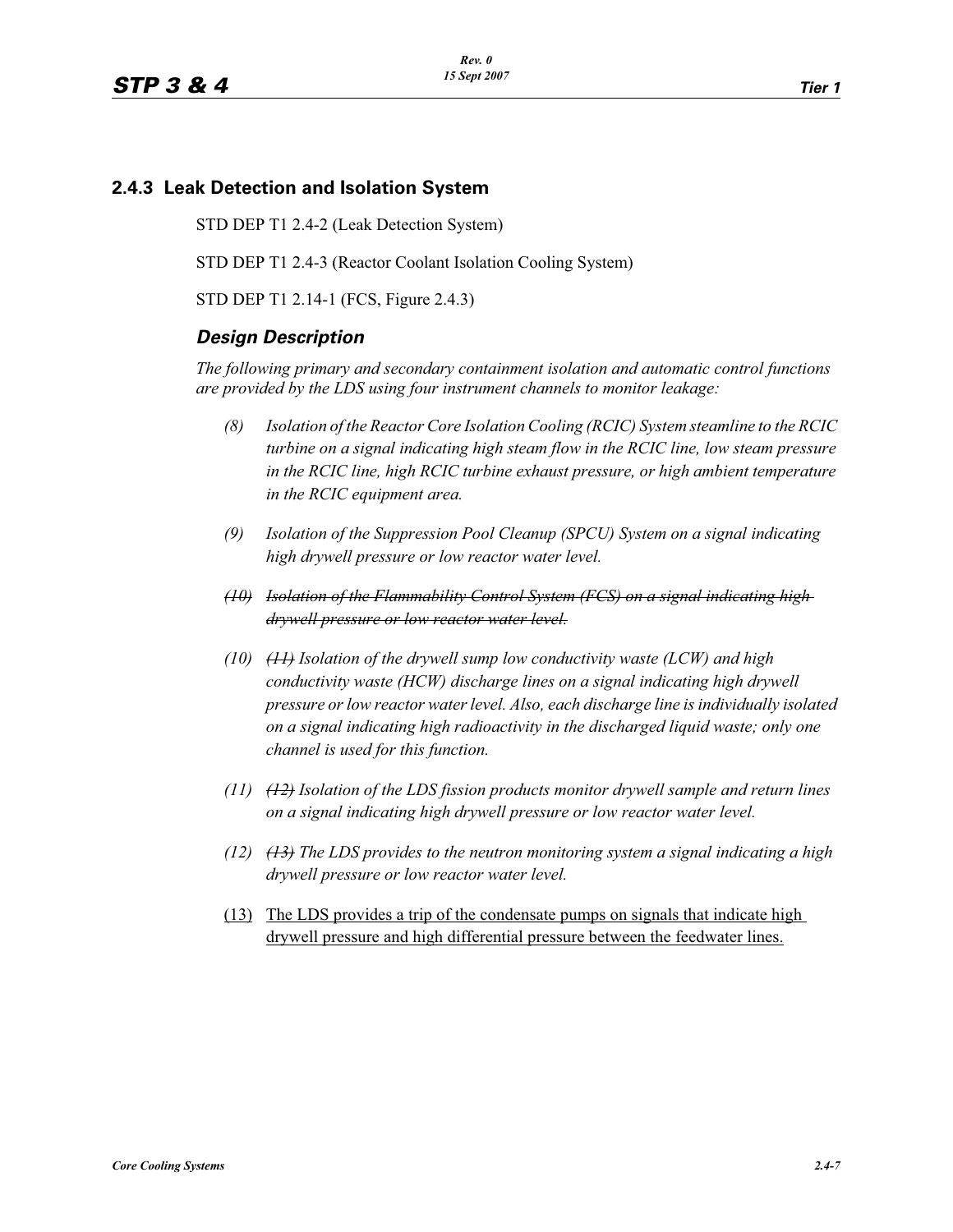## 2.4.3 Leak Detection and Isolation System

STD DEP T1 2.4-2 (Leak Detection System)

STD DEP T1 2.4-3 (Reactor Coolant Isolation Cooling System)

STD DEP T1 2.14-1 (FCS, Figure 2.4.3)

### *Design Description*

*The following primary and secondary containment isolation and automatic control functions are provided by the LDS using four instrument channels to monitor leakage:*

*(8) Isolation of the Reactor Core Isolation Cooling (RCIC) System steamline to the RCIC turbine on a signal indicating high steam flow in the RCIC line, low steam pressure in the RCIC line, high RCIC turbine exhaust pressure, or high ambient temperature in the RCIC equipment area.*

*(9) Isolation of the Suppression Pool Cleanup (SPCU) System on a signal indicating high drywell pressure or low reactor water level.*

~~*(10) Isolation of the Flammability Control System (FCS) on a signal indicating high drywell pressure or low reactor water level.*~~

*(10) ~~(11)~~ Isolation of the drywell sump low conductivity waste (LCW) and high conductivity waste (HCW) discharge lines on a signal indicating high drywell pressure or low reactor water level. Also, each discharge line is individually isolated on a signal indicating high radioactivity in the discharged liquid waste; only one channel is used for this function.*

*(11) ~~(12)~~ Isolation of the LDS fission products monitor drywell sample and return lines on a signal indicating high drywell pressure or low reactor water level.*

*(12) ~~(13)~~ The LDS provides to the neutron monitoring system a signal indicating a high drywell pressure or low reactor water level.*

<u>(13) The LDS provides a trip of the condensate pumps on signals that indicate high drywell pressure and high differential pressure between the feedwater lines.</u>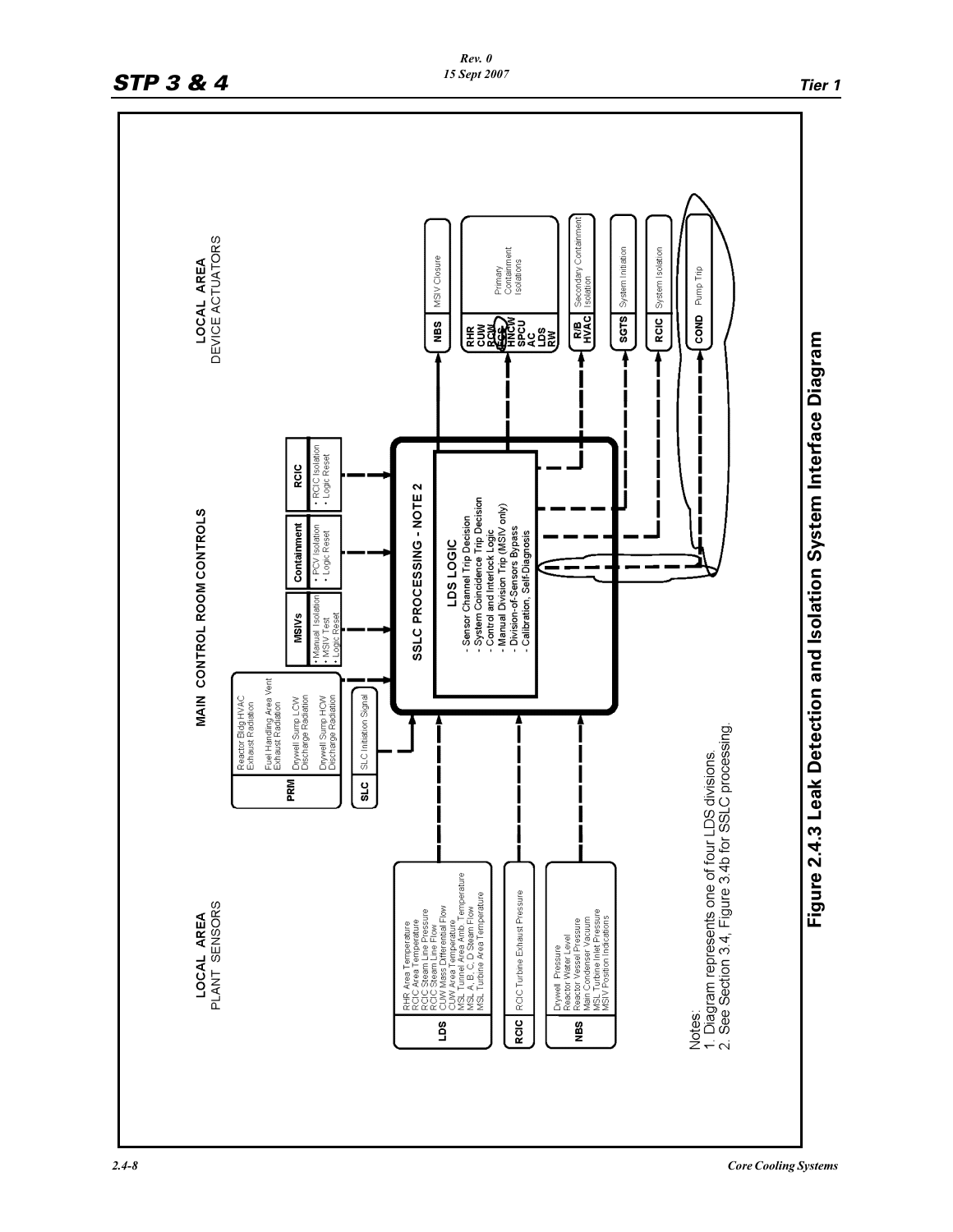LOCAL AREA
PLANT SENSORS

MAIN CONTROL ROOM CONTROLS

LOCAL AREA
DEVICE ACTUATORS

**LDS**
- RHR Area Temperature
- RCIC Area Temperature
- RCIC Steam Line Pressure
- RCIC Steam Line Flow
- CUW Mass Differential Flow
- CUW Area Temperature
- MSL Tunnel Area Amb Temperature
- MSL A, B, C, D Steam Flow
- MSL Turbine Area Temperature

**RCIC**
- RCIC Turbine Exhaust Pressure

**NBS**
- Drywell Pressure
- Reactor Water Level
- Reactor Vessel Pressure
- Main Condenser Vacuum
- MSL Turbine Inlet Pressure
- MSIV Position Indications

**PRM**
- Reactor Bldg HVAC Exhaust Radiation
- Fuel Handling Area Vent Exhaust Radiation
- Drywell Sump LCW Discharge Radiation
- Drywell Sump HCW Discharge Radiation

**SLC**
- SLC Initiation Signal

**MSIVs**
- Manual Isolation
- MSIV Test
- Logic Reset

**Containment**
- PCV Isolation
- Logic Reset

**RCIC**
- RCIC Isolation
- Logic Reset

**SSLC PROCESSING - NOTE 2**

**LDS LOGIC**
- Sensor Channel Trip Decision
- System Coincidence Trip Decision
- Control and Interlock Logic
- Manual Division Trip (MSIV only)
- Division-of-Sensors Bypass
- Calibration, Self-Diagnosis

**NBS** — MSIV Closure

**RHR, CUW, RCW, FCS, HNCW, SPCU, AC, LDS, RW** — Primary Containment Isolations

**R/B HVAC** — Secondary Containment Isolation

**SGTS** — System Initiation

**RCIC** — System Isolation

**COND** — Pump Trip

Notes:
1. Diagram represents one of four LDS divisions.
2. See Section 3.4, Figure 3.4b for SSLC processing.

**Figure 2.4.3 Leak Detection and Isolation System Interface Diagram**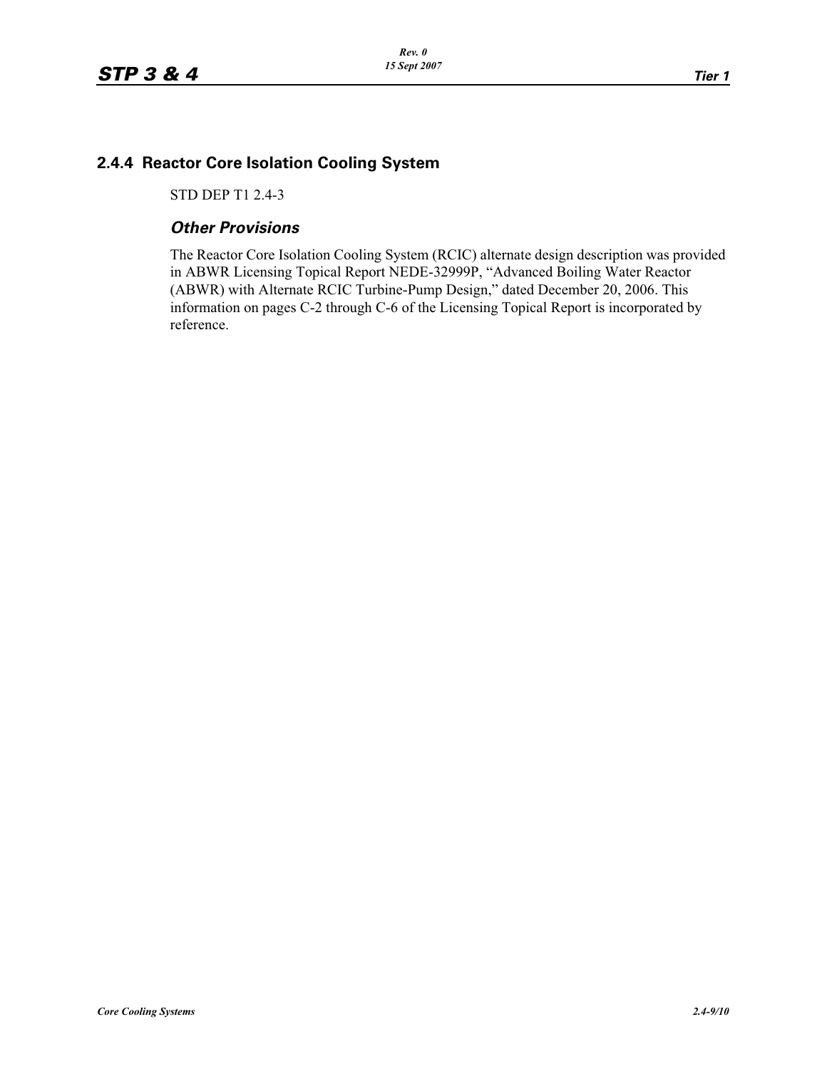## 2.4.4 Reactor Core Isolation Cooling System

STD DEP T1 2.4-3

### *Other Provisions*

The Reactor Core Isolation Cooling System (RCIC) alternate design description was provided in ABWR Licensing Topical Report NEDE-32999P, “Advanced Boiling Water Reactor (ABWR) with Alternate RCIC Turbine-Pump Design,” dated December 20, 2006. This information on pages C-2 through C-6 of the Licensing Topical Report is incorporated by reference.